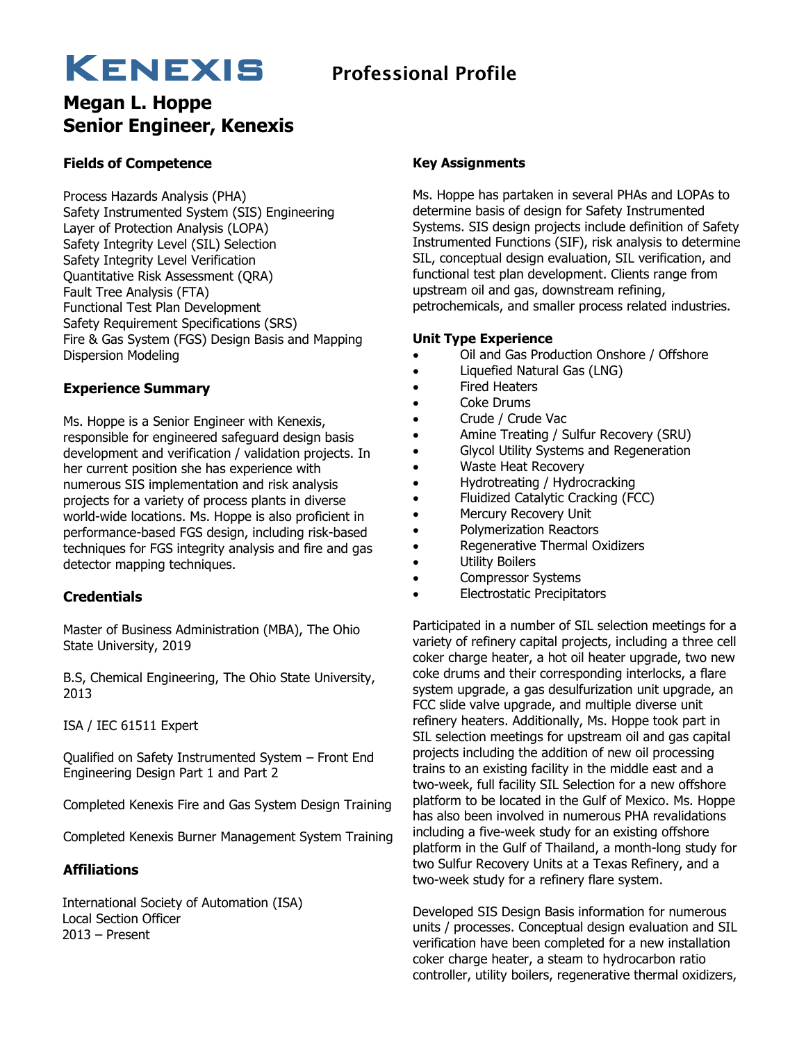# KENEXIS Professional Profile

## Megan L. Hoppe
## Senior Engineer, Kenexis

### Fields of Competence

Process Hazards Analysis (PHA)
Safety Instrumented System (SIS) Engineering
Layer of Protection Analysis (LOPA)
Safety Integrity Level (SIL) Selection
Safety Integrity Level Verification
Quantitative Risk Assessment (QRA)
Fault Tree Analysis (FTA)
Functional Test Plan Development
Safety Requirement Specifications (SRS)
Fire & Gas System (FGS) Design Basis and Mapping
Dispersion Modeling

### Experience Summary

Ms. Hoppe is a Senior Engineer with Kenexis, responsible for engineered safeguard design basis development and verification / validation projects. In her current position she has experience with numerous SIS implementation and risk analysis projects for a variety of process plants in diverse world-wide locations. Ms. Hoppe is also proficient in performance-based FGS design, including risk-based techniques for FGS integrity analysis and fire and gas detector mapping techniques.

### Credentials

Master of Business Administration (MBA), The Ohio State University, 2019

B.S, Chemical Engineering, The Ohio State University, 2013

ISA / IEC 61511 Expert

Qualified on Safety Instrumented System – Front End Engineering Design Part 1 and Part 2

Completed Kenexis Fire and Gas System Design Training

Completed Kenexis Burner Management System Training

### Affiliations

International Society of Automation (ISA)
Local Section Officer
2013 – Present

### Key Assignments

Ms. Hoppe has partaken in several PHAs and LOPAs to determine basis of design for Safety Instrumented Systems. SIS design projects include definition of Safety Instrumented Functions (SIF), risk analysis to determine SIL, conceptual design evaluation, SIL verification, and functional test plan development. Clients range from upstream oil and gas, downstream refining, petrochemicals, and smaller process related industries.

**Unit Type Experience**

- Oil and Gas Production Onshore / Offshore
- Liquefied Natural Gas (LNG)
- Fired Heaters
- Coke Drums
- Crude / Crude Vac
- Amine Treating / Sulfur Recovery (SRU)
- Glycol Utility Systems and Regeneration
- Waste Heat Recovery
- Hydrotreating / Hydrocracking
- Fluidized Catalytic Cracking (FCC)
- Mercury Recovery Unit
- Polymerization Reactors
- Regenerative Thermal Oxidizers
- Utility Boilers
- Compressor Systems
- Electrostatic Precipitators

Participated in a number of SIL selection meetings for a variety of refinery capital projects, including a three cell coker charge heater, a hot oil heater upgrade, two new coke drums and their corresponding interlocks, a flare system upgrade, a gas desulfurization unit upgrade, an FCC slide valve upgrade, and multiple diverse unit refinery heaters. Additionally, Ms. Hoppe took part in SIL selection meetings for upstream oil and gas capital projects including the addition of new oil processing trains to an existing facility in the middle east and a two-week, full facility SIL Selection for a new offshore platform to be located in the Gulf of Mexico. Ms. Hoppe has also been involved in numerous PHA revalidations including a five-week study for an existing offshore platform in the Gulf of Thailand, a month-long study for two Sulfur Recovery Units at a Texas Refinery, and a two-week study for a refinery flare system.

Developed SIS Design Basis information for numerous units / processes. Conceptual design evaluation and SIL verification have been completed for a new installation coker charge heater, a steam to hydrocarbon ratio controller, utility boilers, regenerative thermal oxidizers,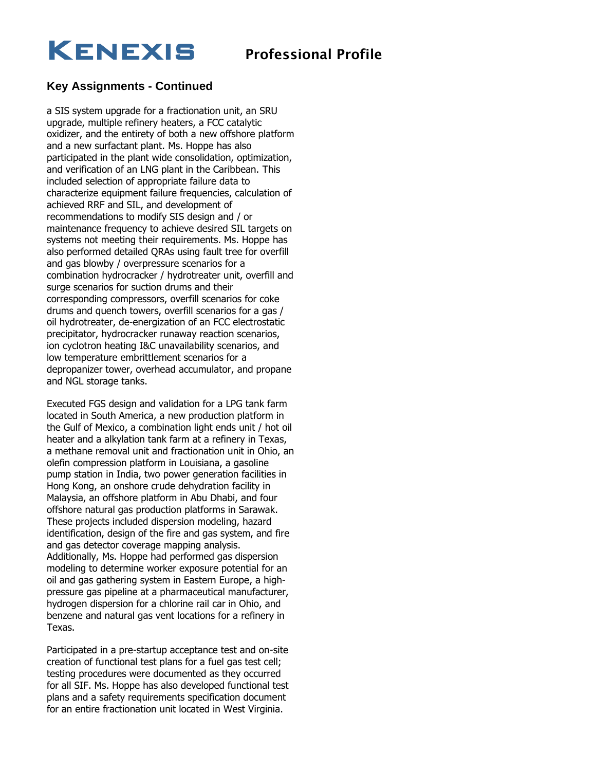# KENEXIS Professional Profile

## Key Assignments - Continued

a SIS system upgrade for a fractionation unit, an SRU upgrade, multiple refinery heaters, a FCC catalytic oxidizer, and the entirety of both a new offshore platform and a new surfactant plant. Ms. Hoppe has also participated in the plant wide consolidation, optimization, and verification of an LNG plant in the Caribbean. This included selection of appropriate failure data to characterize equipment failure frequencies, calculation of achieved RRF and SIL, and development of recommendations to modify SIS design and / or maintenance frequency to achieve desired SIL targets on systems not meeting their requirements. Ms. Hoppe has also performed detailed QRAs using fault tree for overfill and gas blowby / overpressure scenarios for a combination hydrocracker / hydrotreater unit, overfill and surge scenarios for suction drums and their corresponding compressors, overfill scenarios for coke drums and quench towers, overfill scenarios for a gas / oil hydrotreater, de-energization of an FCC electrostatic precipitator, hydrocracker runaway reaction scenarios, ion cyclotron heating I&C unavailability scenarios, and low temperature embrittlement scenarios for a depropanizer tower, overhead accumulator, and propane and NGL storage tanks.

Executed FGS design and validation for a LPG tank farm located in South America, a new production platform in the Gulf of Mexico, a combination light ends unit / hot oil heater and a alkylation tank farm at a refinery in Texas, a methane removal unit and fractionation unit in Ohio, an olefin compression platform in Louisiana, a gasoline pump station in India, two power generation facilities in Hong Kong, an onshore crude dehydration facility in Malaysia, an offshore platform in Abu Dhabi, and four offshore natural gas production platforms in Sarawak. These projects included dispersion modeling, hazard identification, design of the fire and gas system, and fire and gas detector coverage mapping analysis. Additionally, Ms. Hoppe had performed gas dispersion modeling to determine worker exposure potential for an oil and gas gathering system in Eastern Europe, a high-pressure gas pipeline at a pharmaceutical manufacturer, hydrogen dispersion for a chlorine rail car in Ohio, and benzene and natural gas vent locations for a refinery in Texas.

Participated in a pre-startup acceptance test and on-site creation of functional test plans for a fuel gas test cell; testing procedures were documented as they occurred for all SIF. Ms. Hoppe has also developed functional test plans and a safety requirements specification document for an entire fractionation unit located in West Virginia.